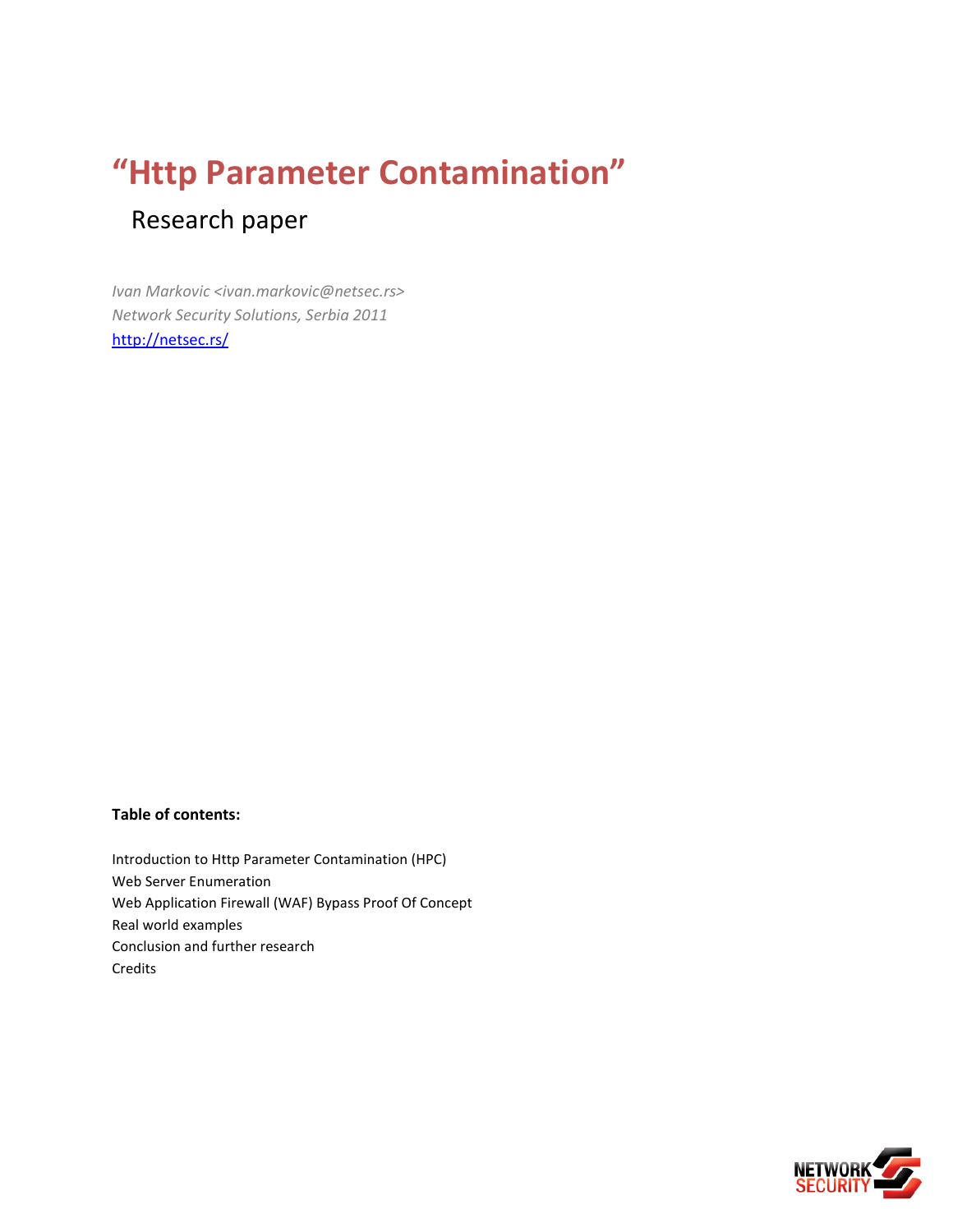# "Http Parameter Contamination"

## Research paper

*Ivan Markovic <ivan.markovic@netsec.rs>*
*Network Security Solutions, Serbia 2011*
http://netsec.rs/

**Table of contents:**

Introduction to Http Parameter Contamination (HPC)
Web Server Enumeration
Web Application Firewall (WAF) Bypass Proof Of Concept
Real world examples
Conclusion and further research
Credits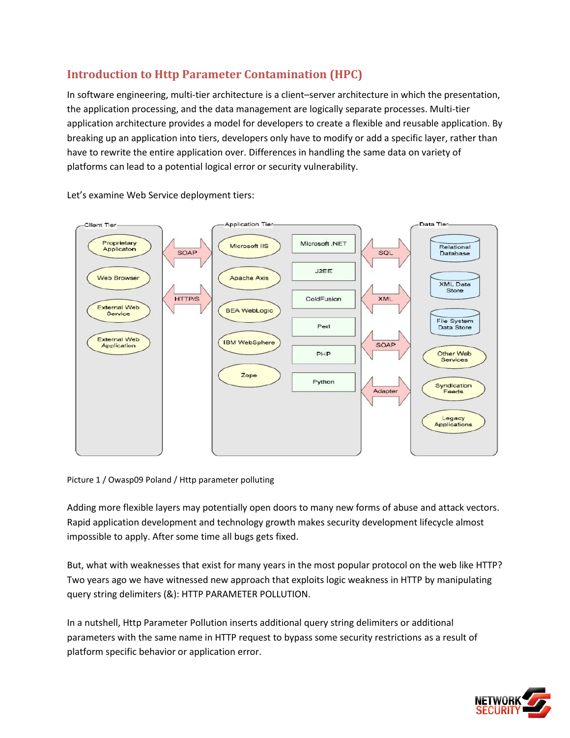## Introduction to Http Parameter Contamination (HPC)

In software engineering, multi-tier architecture is a client–server architecture in which the presentation, the application processing, and the data management are logically separate processes. Multi-tier application architecture provides a model for developers to create a flexible and reusable application. By breaking up an application into tiers, developers only have to modify or add a specific layer, rather than have to rewrite the entire application over. Differences in handling the same data on variety of platforms can lead to a potential logical error or security vulnerability.

Let's examine Web Service deployment tiers:

Picture 1 / Owasp09 Poland / Http parameter polluting

Adding more flexible layers may potentially open doors to many new forms of abuse and attack vectors. Rapid application development and technology growth makes security development lifecycle almost impossible to apply. After some time all bugs gets fixed.

But, what with weaknesses that exist for many years in the most popular protocol on the web like HTTP? Two years ago we have witnessed new approach that exploits logic weakness in HTTP by manipulating query string delimiters (&): HTTP PARAMETER POLLUTION.

In a nutshell, Http Parameter Pollution inserts additional query string delimiters or additional parameters with the same name in HTTP request to bypass some security restrictions as a result of platform specific behavior or application error.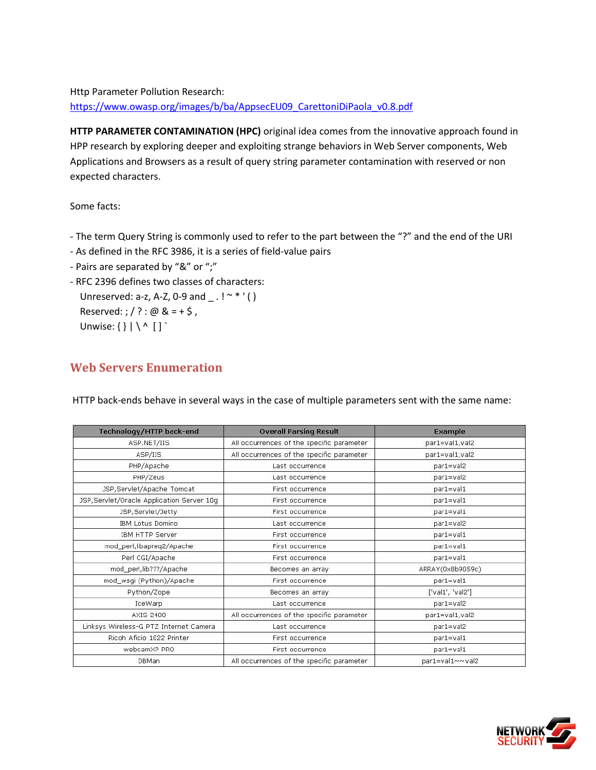Http Parameter Pollution Research:
https://www.owasp.org/images/b/ba/AppsecEU09_CarettoniDiPaola_v0.8.pdf

**HTTP PARAMETER CONTAMINATION (HPC)** original idea comes from the innovative approach found in HPP research by exploring deeper and exploiting strange behaviors in Web Server components, Web Applications and Browsers as a result of query string parameter contamination with reserved or non expected characters.

Some facts:

- The term Query String is commonly used to refer to the part between the "?" and the end of the URI
- As defined in the RFC 3986, it is a series of field-value pairs
- Pairs are separated by "&" or ";"
- RFC 2396 defines two classes of characters:
  Unreserved: a-z, A-Z, 0-9 and _ . ! ~ * ' ( )
  Reserved: ; / ? : @ & = + $ ,
  Unwise: { } | \ ^ [ ] `

## Web Servers Enumeration

HTTP back-ends behave in several ways in the case of multiple parameters sent with the same name:

| Technology/HTTP back-end | Overall Parsing Result | Example |
|---|---|---|
| ASP.NET/IIS | All occurrences of the specific parameter | par1=val1,val2 |
| ASP/IIS | All occurrences of the specific parameter | par1=val1,val2 |
| PHP/Apache | Last occurrence | par1=val2 |
| PHP/Zeus | Last occurrence | par1=val2 |
| JSP,Servlet/Apache Tomcat | First occurrence | par1=val1 |
| JSP,Servlet/Oracle Application Server 10g | First occurrence | par1=val1 |
| JSP,Servlet/Jetty | First occurrence | par1=val1 |
| IBM Lotus Domino | Last occurrence | par1=val2 |
| IBM HTTP Server | First occurrence | par1=val1 |
| mod_perl,libapreq2/Apache | First occurrence | par1=val1 |
| Perl CGI/Apache | First occurrence | par1=val1 |
| mod_perl,lib???/Apache | Becomes an array | ARRAY(0x8b9059c) |
| mod_wsgi (Python)/Apache | First occurrence | par1=val1 |
| Python/Zope | Becomes an array | ['val1', 'val2'] |
| IceWarp | Last occurrence | par1=val2 |
| AXIS 2400 | All occurrences of the specific parameter | par1=val1,val2 |
| Linksys Wireless-G PTZ Internet Camera | Last occurrence | par1=val2 |
| Ricoh Aficio 1022 Printer | First occurrence | par1=val1 |
| webcamXP PRO | First occurrence | par1=val1 |
| DBMan | All occurrences of the specific parameter | par1=val1~~val2 |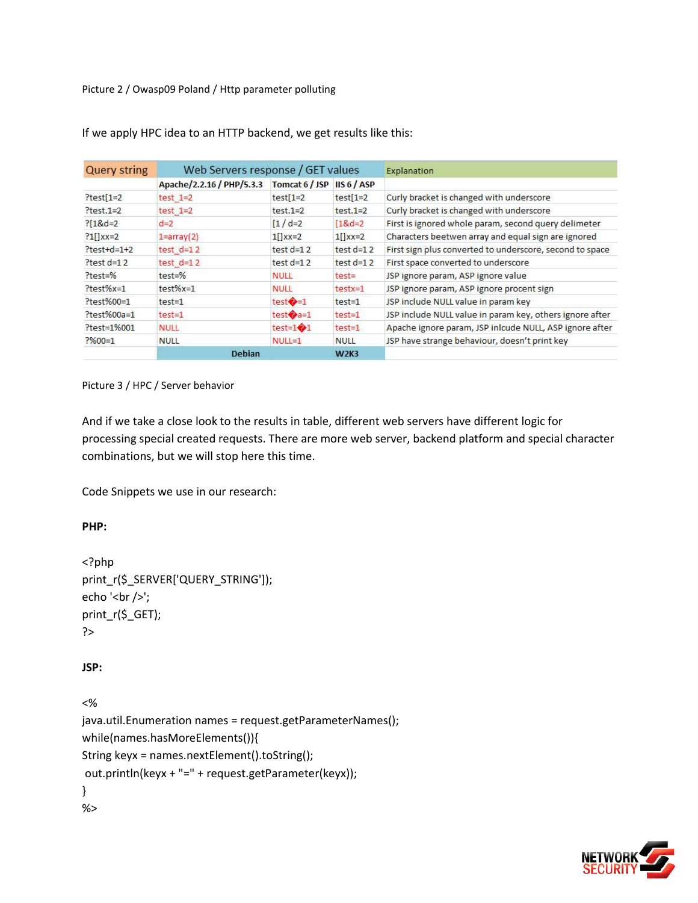Picture 2 / Owasp09 Poland / Http parameter polluting

If we apply HPC idea to an HTTP backend, we get results like this:

| Query string | Web Servers response / GET values | | | Explanation |
|---|---|---|---|---|
| | Apache/2.2.16 / PHP/5.3.3 | Tomcat 6 / JSP | IIS 6 / ASP | |
| ?test[1=2 | test_1=2 | test[1=2 | test[1=2 | Curly bracket is changed with underscore |
| ?test.1=2 | test_1=2 | test.1=2 | test.1=2 | Curly bracket is changed with underscore |
| ?[1&d=2 | d=2 | [1 / d=2 | [1&d=2 | First is ignored whole param, second query delimeter |
| ?1[]xx=2 | 1=array(2) | 1[]xx=2 | 1[]xx=2 | Characters beetwen array and equal sign are ignored |
| ?test+d=1+2 | test_d=1 2 | test d=1 2 | test d=1 2 | First sign plus converted to underscore, second to space |
| ?test d=1 2 | test_d=1 2 | test d=1 2 | test d=1 2 | First space converted to underscore |
| ?test=% | test=% | NULL | test= | JSP ignore param, ASP ignore value |
| ?test%x=1 | test%x=1 | NULL | testx=1 | JSP ignore param, ASP ignore procent sign |
| ?test%00=1 | test=1 | test�=1 | test=1 | JSP include NULL value in param key |
| ?test%00a=1 | test=1 | test�a=1 | test=1 | JSP include NULL value in param key, others ignore after |
| ?test=1%001 | NULL | test=1�1 | test=1 | Apache ignore param, JSP inlcude NULL, ASP ignore after |
| ?%00=1 | NULL | NULL=1 | NULL | JSP have strange behaviour, doesn't print key |
| | Debian | | W2K3 | |

Picture 3 / HPC / Server behavior

And if we take a close look to the results in table, different web servers have different logic for processing special created requests. There are more web server, backend platform and special character combinations, but we will stop here this time.

Code Snippets we use in our research:

**PHP:**

```php
<?php
print_r($_SERVER['QUERY_STRING']);
echo '<br />';
print_r($_GET);
?>
```

**JSP:**

```jsp
<%
java.util.Enumeration names = request.getParameterNames();
while(names.hasMoreElements()){
String keyx = names.nextElement().toString();
 out.println(keyx + "=" + request.getParameter(keyx));
}
%>
```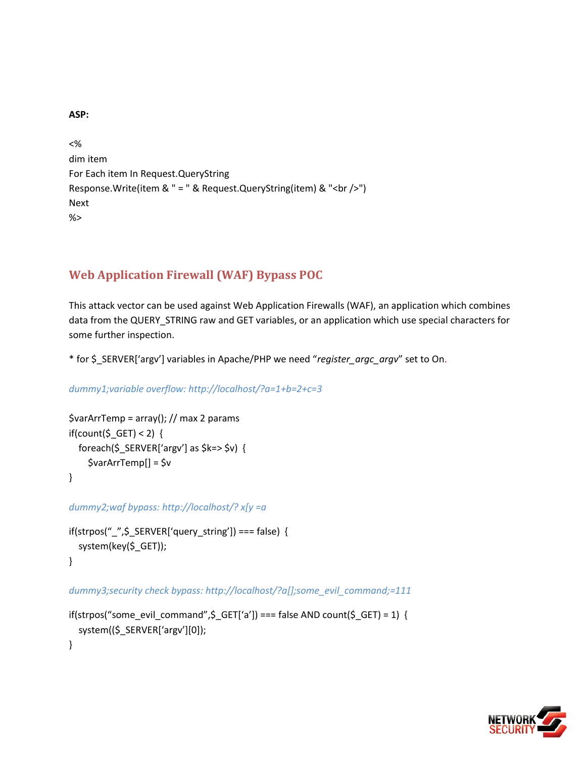**ASP:**

```
<%
dim item
For Each item In Request.QueryString
Response.Write(item & " = " & Request.QueryString(item) & "<br />")
Next
%>
```

## Web Application Firewall (WAF) Bypass POC

This attack vector can be used against Web Application Firewalls (WAF), an application which combines data from the QUERY_STRING raw and GET variables, or an application which use special characters for some further inspection.

* for $_SERVER['argv'] variables in Apache/PHP we need "*register_argc_argv*" set to On.

*dummy1;variable overflow: http://localhost/?a=1+b=2+c=3*

```
$varArrTemp = array(); // max 2 params
if(count($_GET) < 2)  {
   foreach($_SERVER['argv'] as $k=> $v)  {
      $varArrTemp[] = $v
}
```

*dummy2;waf bypass: http://localhost/? x[y =a*

```
if(strpos("_",$_SERVER['query_string']) === false)  {
   system(key($_GET));
}
```

*dummy3;security check bypass: http://localhost/?a[];some_evil_command;=111*

```
if(strpos("some_evil_command",$_GET['a']) === false AND count($_GET) = 1)  {
   system(($_SERVER['argv'][0]);
}
```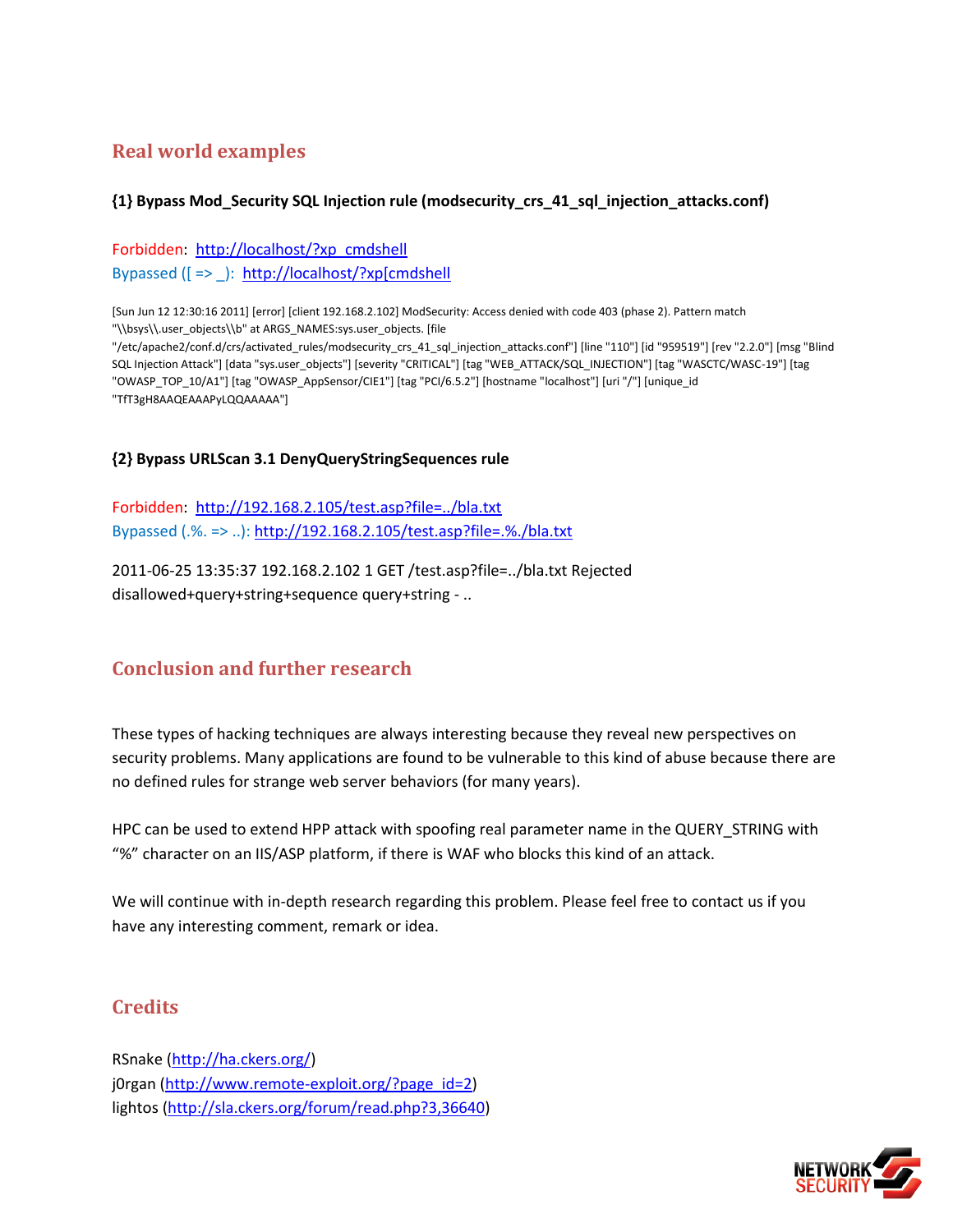## Real world examples

**{1} Bypass Mod_Security SQL Injection rule (modsecurity_crs_41_sql_injection_attacks.conf)**

Forbidden: http://localhost/?xp_cmdshell
Bypassed ([ => _): http://localhost/?xp[cmdshell

[Sun Jun 12 12:30:16 2011] [error] [client 192.168.2.102] ModSecurity: Access denied with code 403 (phase 2). Pattern match "\\bsys\\.user_objects\\b" at ARGS_NAMES:sys.user_objects. [file "/etc/apache2/conf.d/crs/activated_rules/modsecurity_crs_41_sql_injection_attacks.conf"] [line "110"] [id "959519"] [rev "2.2.0"] [msg "Blind SQL Injection Attack"] [data "sys.user_objects"] [severity "CRITICAL"] [tag "WEB_ATTACK/SQL_INJECTION"] [tag "WASCTC/WASC-19"] [tag "OWASP_TOP_10/A1"] [tag "OWASP_AppSensor/CIE1"] [tag "PCI/6.5.2"] [hostname "localhost"] [uri "/"] [unique_id "TfT3gH8AAQEAAAPyLQQAAAAA"]

**{2} Bypass URLScan 3.1 DenyQueryStringSequences rule**

Forbidden: http://192.168.2.105/test.asp?file=../bla.txt
Bypassed (.%. => ..): http://192.168.2.105/test.asp?file=.%./bla.txt

2011-06-25 13:35:37 192.168.2.102 1 GET /test.asp?file=../bla.txt Rejected disallowed+query+string+sequence query+string - ..

## Conclusion and further research

These types of hacking techniques are always interesting because they reveal new perspectives on security problems. Many applications are found to be vulnerable to this kind of abuse because there are no defined rules for strange web server behaviors (for many years).

HPC can be used to extend HPP attack with spoofing real parameter name in the QUERY_STRING with "%" character on an IIS/ASP platform, if there is WAF who blocks this kind of an attack.

We will continue with in-depth research regarding this problem. Please feel free to contact us if you have any interesting comment, remark or idea.

## Credits

RSnake (http://ha.ckers.org/)
j0rgan (http://www.remote-exploit.org/?page_id=2)
lightos (http://sla.ckers.org/forum/read.php?3,36640)